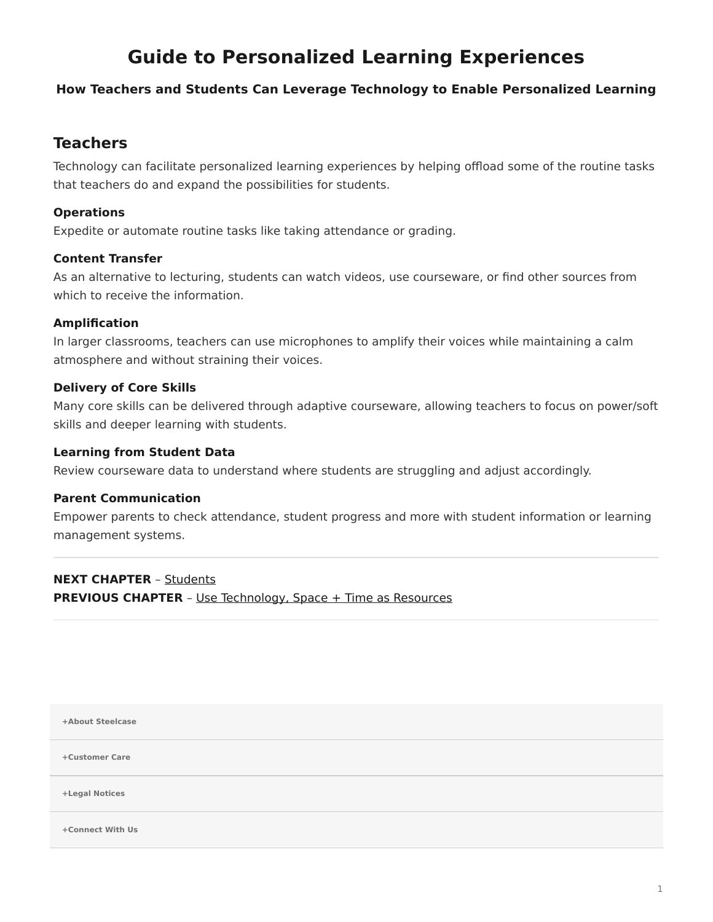# Guide to Personalized Learning Experiences

### How Teachers and Students Can Leverage Technology to Enable Personalized Learning

## Teachers

Technology can facilitate personalized learning experiences by helping offload some of the routine tasks that teachers do and expand the possibilities for students.

**Operations**
Expedite or automate routine tasks like taking attendance or grading.

**Content Transfer**
As an alternative to lecturing, students can watch videos, use courseware, or find other sources from which to receive the information.

**Amplification**
In larger classrooms, teachers can use microphones to amplify their voices while maintaining a calm atmosphere and without straining their voices.

**Delivery of Core Skills**
Many core skills can be delivered through adaptive courseware, allowing teachers to focus on power/soft skills and deeper learning with students.

**Learning from Student Data**
Review courseware data to understand where students are struggling and adjust accordingly.

**Parent Communication**
Empower parents to check attendance, student progress and more with student information or learning management systems.

---

**NEXT CHAPTER** – Students
**PREVIOUS CHAPTER** – Use Technology, Space + Time as Resources

---

+About Steelcase

+Customer Care

+Legal Notices

+Connect With Us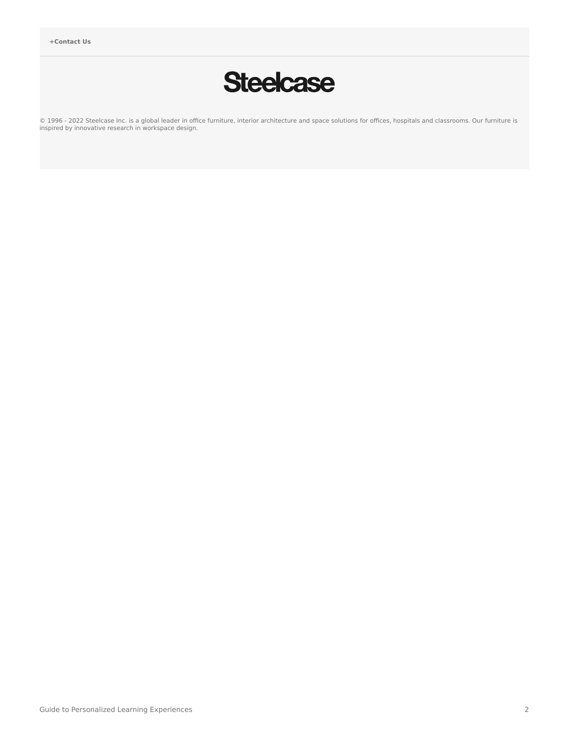**+Contact Us**

Steelcase

© 1996 - 2022 Steelcase Inc. is a global leader in office furniture, interior architecture and space solutions for offices, hospitals and classrooms. Our furniture is inspired by innovative research in workspace design.